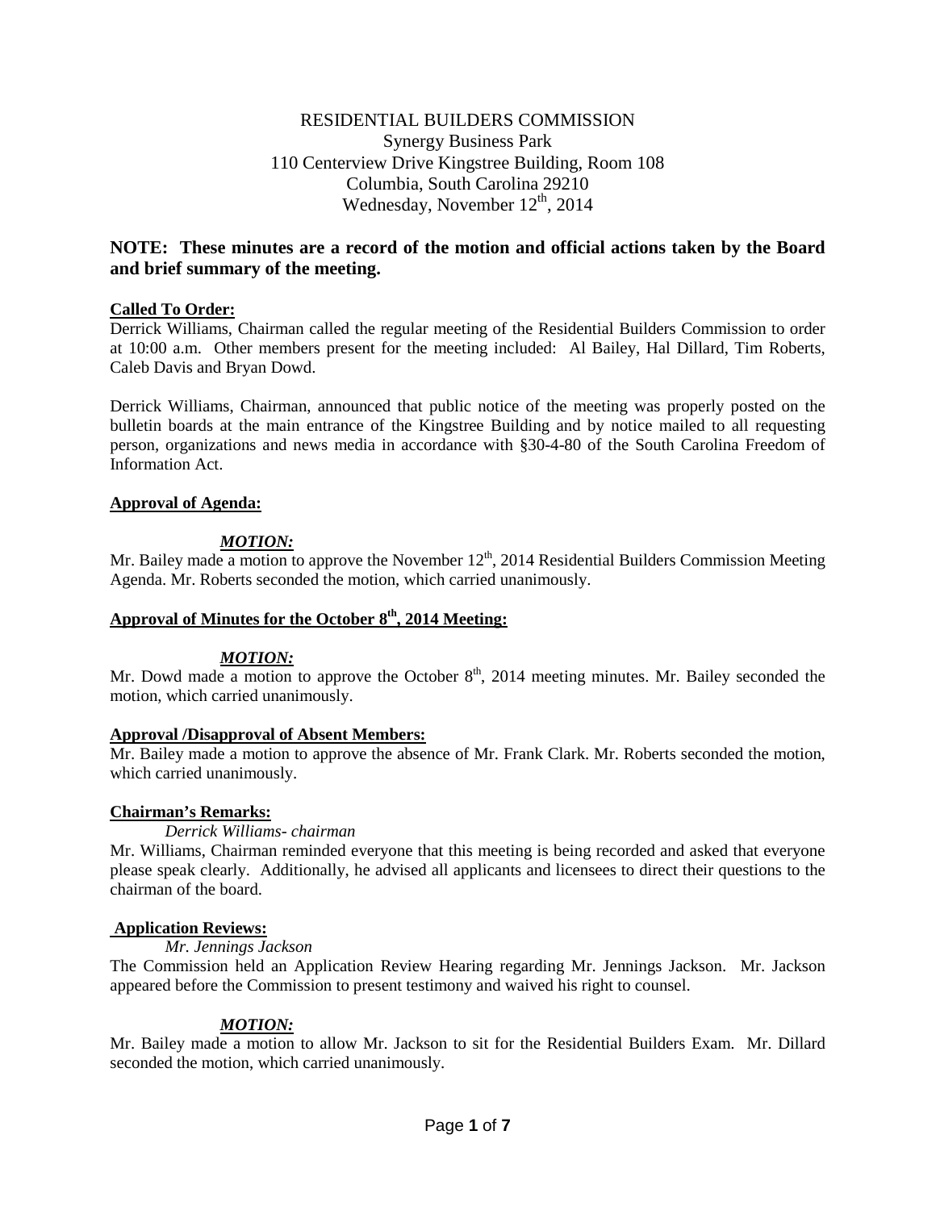RESIDENTIAL BUILDERS COMMISSION
Synergy Business Park
110 Centerview Drive Kingstree Building, Room 108
Columbia, South Carolina 29210
Wednesday, November 12th, 2014

**NOTE: These minutes are a record of the motion and official actions taken by the Board and brief summary of the meeting.**

**Called To Order:**

Derrick Williams, Chairman called the regular meeting of the Residential Builders Commission to order at 10:00 a.m. Other members present for the meeting included: Al Bailey, Hal Dillard, Tim Roberts, Caleb Davis and Bryan Dowd.

Derrick Williams, Chairman, announced that public notice of the meeting was properly posted on the bulletin boards at the main entrance of the Kingstree Building and by notice mailed to all requesting person, organizations and news media in accordance with §30-4-80 of the South Carolina Freedom of Information Act.

**Approval of Agenda:**

***MOTION:***

Mr. Bailey made a motion to approve the November 12th, 2014 Residential Builders Commission Meeting Agenda. Mr. Roberts seconded the motion, which carried unanimously.

**Approval of Minutes for the October 8th, 2014 Meeting:**

***MOTION:***

Mr. Dowd made a motion to approve the October 8th, 2014 meeting minutes. Mr. Bailey seconded the motion, which carried unanimously.

**Approval /Disapproval of Absent Members:**

Mr. Bailey made a motion to approve the absence of Mr. Frank Clark. Mr. Roberts seconded the motion, which carried unanimously.

**Chairman's Remarks:**

*Derrick Williams- chairman*

Mr. Williams, Chairman reminded everyone that this meeting is being recorded and asked that everyone please speak clearly. Additionally, he advised all applicants and licensees to direct their questions to the chairman of the board.

**Application Reviews:**

*Mr. Jennings Jackson*

The Commission held an Application Review Hearing regarding Mr. Jennings Jackson. Mr. Jackson appeared before the Commission to present testimony and waived his right to counsel.

***MOTION:***

Mr. Bailey made a motion to allow Mr. Jackson to sit for the Residential Builders Exam. Mr. Dillard seconded the motion, which carried unanimously.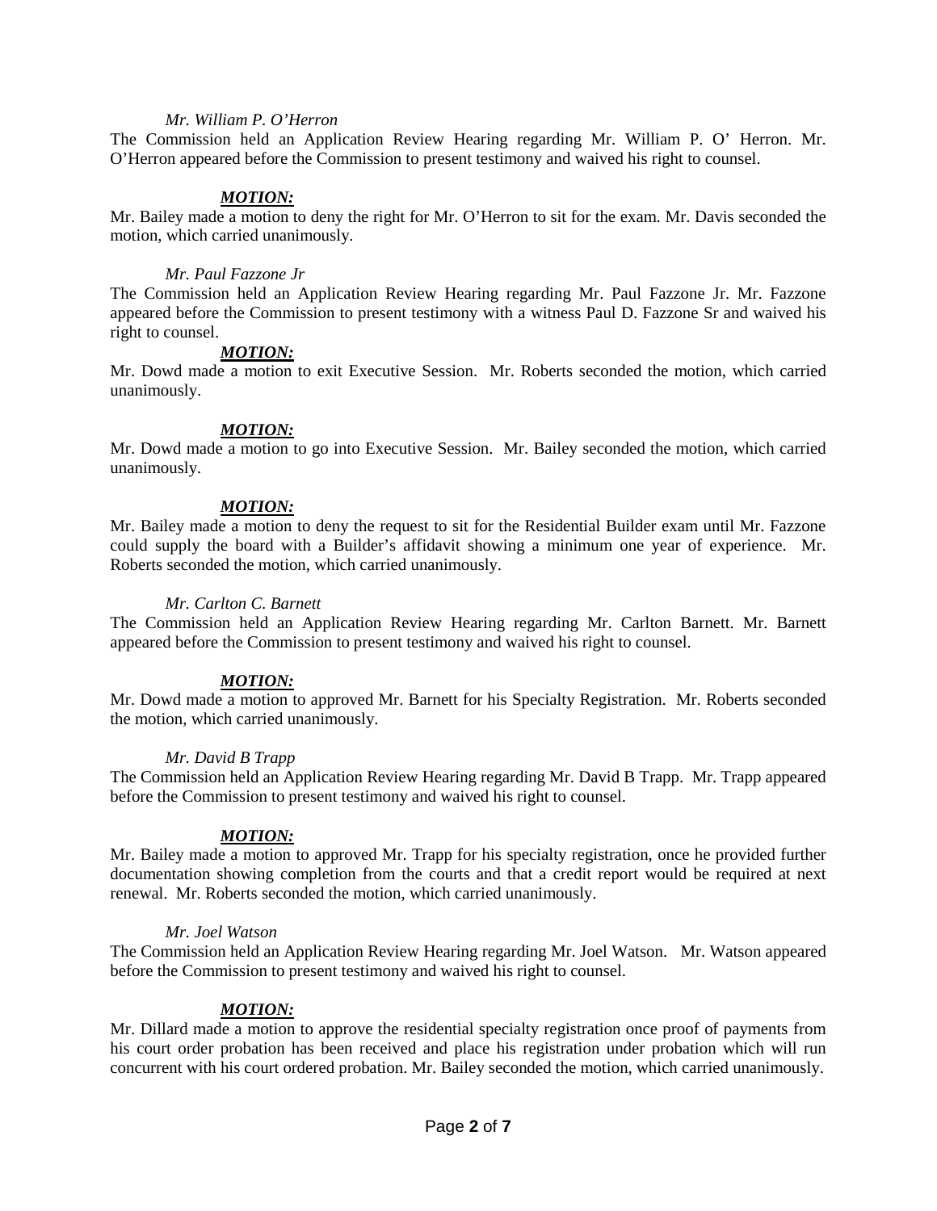*Mr. William P. O'Herron*

The Commission held an Application Review Hearing regarding Mr. William P. O' Herron. Mr. O'Herron appeared before the Commission to present testimony and waived his right to counsel.

***MOTION:***

Mr. Bailey made a motion to deny the right for Mr. O'Herron to sit for the exam. Mr. Davis seconded the motion, which carried unanimously.

*Mr. Paul Fazzone Jr*

The Commission held an Application Review Hearing regarding Mr. Paul Fazzone Jr. Mr. Fazzone appeared before the Commission to present testimony with a witness Paul D. Fazzone Sr and waived his right to counsel.

***MOTION:***

Mr. Dowd made a motion to exit Executive Session. Mr. Roberts seconded the motion, which carried unanimously.

***MOTION:***

Mr. Dowd made a motion to go into Executive Session. Mr. Bailey seconded the motion, which carried unanimously.

***MOTION:***

Mr. Bailey made a motion to deny the request to sit for the Residential Builder exam until Mr. Fazzone could supply the board with a Builder's affidavit showing a minimum one year of experience. Mr. Roberts seconded the motion, which carried unanimously.

*Mr. Carlton C. Barnett*

The Commission held an Application Review Hearing regarding Mr. Carlton Barnett. Mr. Barnett appeared before the Commission to present testimony and waived his right to counsel.

***MOTION:***

Mr. Dowd made a motion to approved Mr. Barnett for his Specialty Registration. Mr. Roberts seconded the motion, which carried unanimously.

*Mr. David B Trapp*

The Commission held an Application Review Hearing regarding Mr. David B Trapp. Mr. Trapp appeared before the Commission to present testimony and waived his right to counsel.

***MOTION:***

Mr. Bailey made a motion to approved Mr. Trapp for his specialty registration, once he provided further documentation showing completion from the courts and that a credit report would be required at next renewal. Mr. Roberts seconded the motion, which carried unanimously.

*Mr. Joel Watson*

The Commission held an Application Review Hearing regarding Mr. Joel Watson. Mr. Watson appeared before the Commission to present testimony and waived his right to counsel.

***MOTION:***

Mr. Dillard made a motion to approve the residential specialty registration once proof of payments from his court order probation has been received and place his registration under probation which will run concurrent with his court ordered probation. Mr. Bailey seconded the motion, which carried unanimously.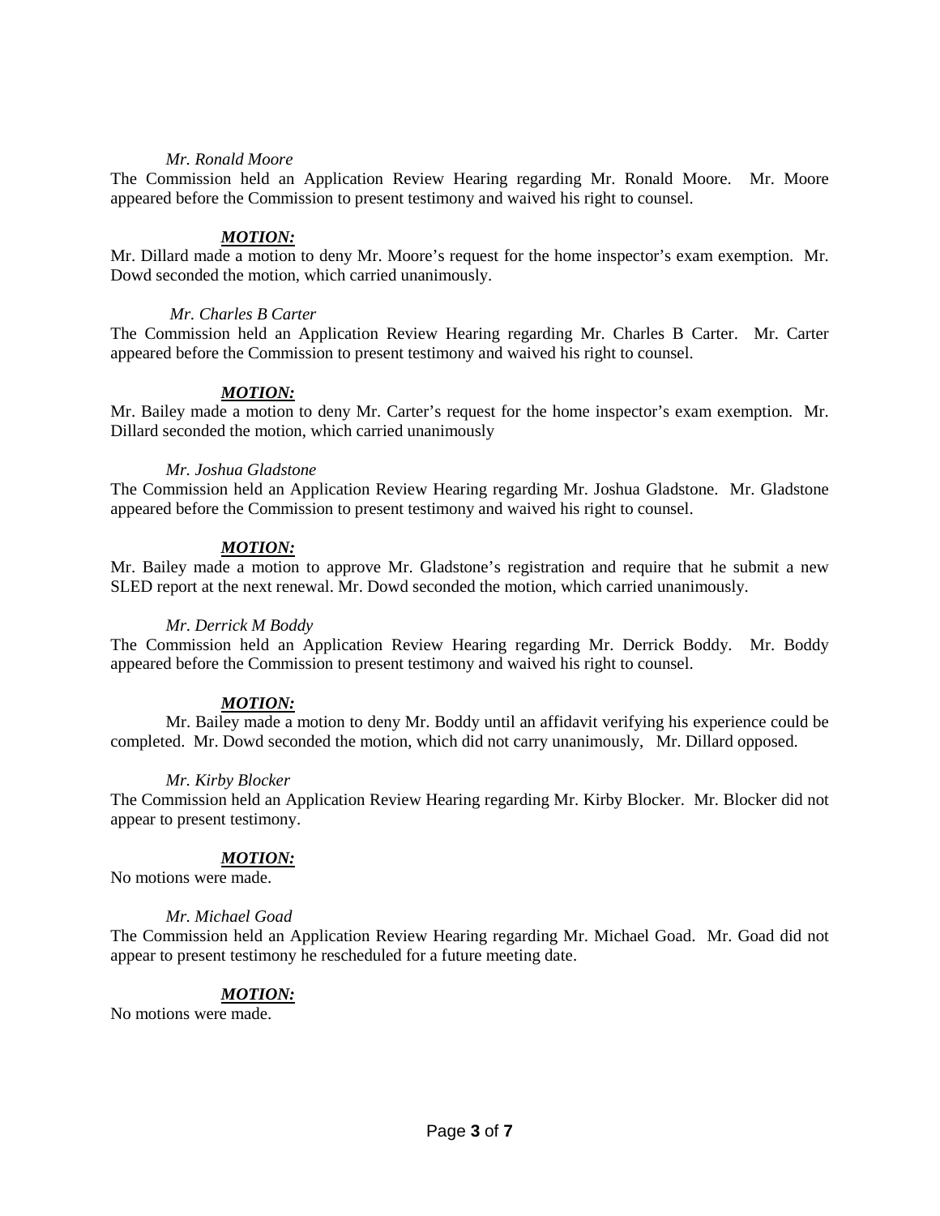*Mr. Ronald Moore*

The Commission held an Application Review Hearing regarding Mr. Ronald Moore. Mr. Moore appeared before the Commission to present testimony and waived his right to counsel.

***MOTION:***

Mr. Dillard made a motion to deny Mr. Moore's request for the home inspector's exam exemption. Mr. Dowd seconded the motion, which carried unanimously.

*Mr. Charles B Carter*

The Commission held an Application Review Hearing regarding Mr. Charles B Carter. Mr. Carter appeared before the Commission to present testimony and waived his right to counsel.

***MOTION:***

Mr. Bailey made a motion to deny Mr. Carter's request for the home inspector's exam exemption. Mr. Dillard seconded the motion, which carried unanimously

*Mr. Joshua Gladstone*

The Commission held an Application Review Hearing regarding Mr. Joshua Gladstone. Mr. Gladstone appeared before the Commission to present testimony and waived his right to counsel.

***MOTION:***

Mr. Bailey made a motion to approve Mr. Gladstone's registration and require that he submit a new SLED report at the next renewal. Mr. Dowd seconded the motion, which carried unanimously.

*Mr. Derrick M Boddy*

The Commission held an Application Review Hearing regarding Mr. Derrick Boddy. Mr. Boddy appeared before the Commission to present testimony and waived his right to counsel.

***MOTION:***

Mr. Bailey made a motion to deny Mr. Boddy until an affidavit verifying his experience could be completed. Mr. Dowd seconded the motion, which did not carry unanimously, Mr. Dillard opposed.

*Mr. Kirby Blocker*

The Commission held an Application Review Hearing regarding Mr. Kirby Blocker. Mr. Blocker did not appear to present testimony.

***MOTION:***

No motions were made.

*Mr. Michael Goad*

The Commission held an Application Review Hearing regarding Mr. Michael Goad. Mr. Goad did not appear to present testimony he rescheduled for a future meeting date.

***MOTION:***

No motions were made.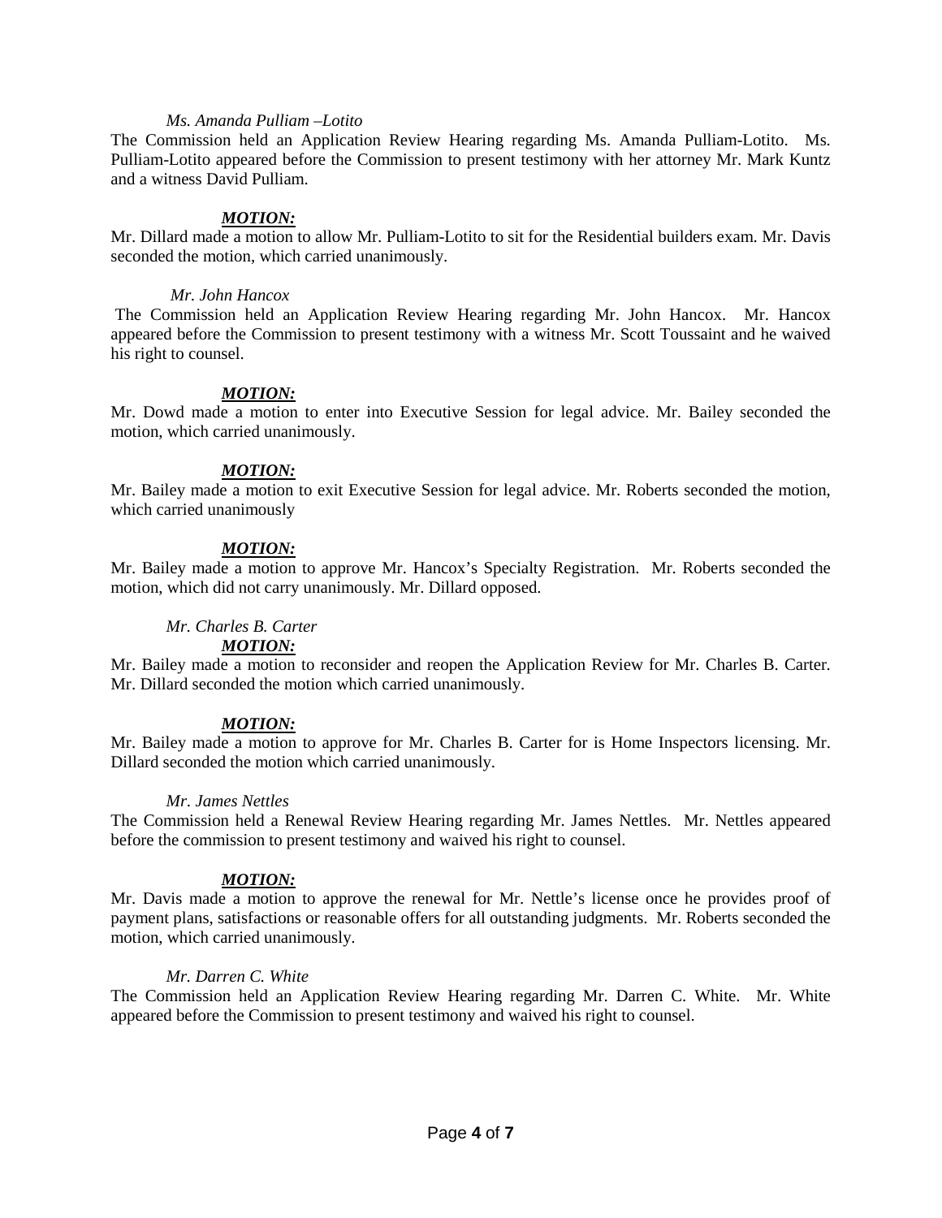*Ms. Amanda Pulliam –Lotito*

The Commission held an Application Review Hearing regarding Ms. Amanda Pulliam-Lotito. Ms. Pulliam-Lotito appeared before the Commission to present testimony with her attorney Mr. Mark Kuntz and a witness David Pulliam.

***MOTION:***

Mr. Dillard made a motion to allow Mr. Pulliam-Lotito to sit for the Residential builders exam. Mr. Davis seconded the motion, which carried unanimously.

*Mr. John Hancox*

The Commission held an Application Review Hearing regarding Mr. John Hancox. Mr. Hancox appeared before the Commission to present testimony with a witness Mr. Scott Toussaint and he waived his right to counsel.

***MOTION:***

Mr. Dowd made a motion to enter into Executive Session for legal advice. Mr. Bailey seconded the motion, which carried unanimously.

***MOTION:***

Mr. Bailey made a motion to exit Executive Session for legal advice. Mr. Roberts seconded the motion, which carried unanimously

***MOTION:***

Mr. Bailey made a motion to approve Mr. Hancox's Specialty Registration. Mr. Roberts seconded the motion, which did not carry unanimously. Mr. Dillard opposed.

*Mr. Charles B. Carter*

***MOTION:***

Mr. Bailey made a motion to reconsider and reopen the Application Review for Mr. Charles B. Carter. Mr. Dillard seconded the motion which carried unanimously.

***MOTION:***

Mr. Bailey made a motion to approve for Mr. Charles B. Carter for is Home Inspectors licensing. Mr. Dillard seconded the motion which carried unanimously.

*Mr. James Nettles*

The Commission held a Renewal Review Hearing regarding Mr. James Nettles. Mr. Nettles appeared before the commission to present testimony and waived his right to counsel.

***MOTION:***

Mr. Davis made a motion to approve the renewal for Mr. Nettle's license once he provides proof of payment plans, satisfactions or reasonable offers for all outstanding judgments. Mr. Roberts seconded the motion, which carried unanimously.

*Mr. Darren C. White*

The Commission held an Application Review Hearing regarding Mr. Darren C. White. Mr. White appeared before the Commission to present testimony and waived his right to counsel.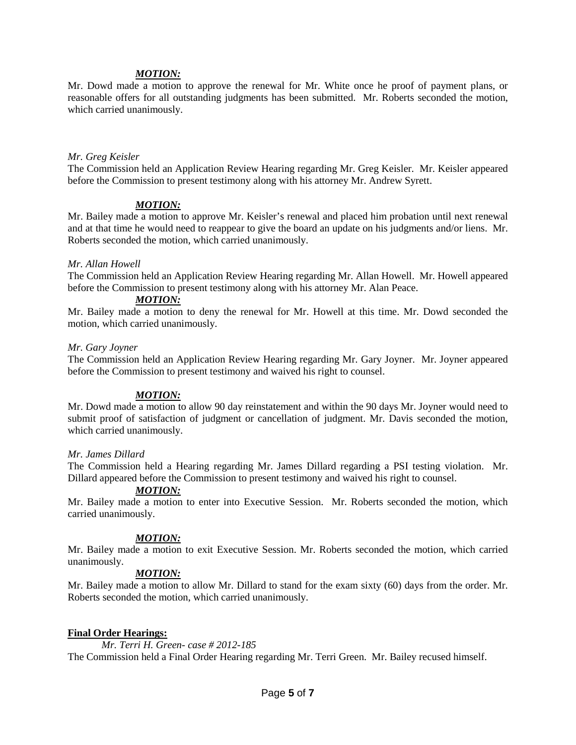***MOTION:***

Mr. Dowd made a motion to approve the renewal for Mr. White once he proof of payment plans, or reasonable offers for all outstanding judgments has been submitted. Mr. Roberts seconded the motion, which carried unanimously.

*Mr. Greg Keisler*

The Commission held an Application Review Hearing regarding Mr. Greg Keisler. Mr. Keisler appeared before the Commission to present testimony along with his attorney Mr. Andrew Syrett.

***MOTION:***

Mr. Bailey made a motion to approve Mr. Keisler's renewal and placed him probation until next renewal and at that time he would need to reappear to give the board an update on his judgments and/or liens. Mr. Roberts seconded the motion, which carried unanimously.

*Mr. Allan Howell*

The Commission held an Application Review Hearing regarding Mr. Allan Howell. Mr. Howell appeared before the Commission to present testimony along with his attorney Mr. Alan Peace.

***MOTION:***

Mr. Bailey made a motion to deny the renewal for Mr. Howell at this time. Mr. Dowd seconded the motion, which carried unanimously.

*Mr. Gary Joyner*

The Commission held an Application Review Hearing regarding Mr. Gary Joyner. Mr. Joyner appeared before the Commission to present testimony and waived his right to counsel.

***MOTION:***

Mr. Dowd made a motion to allow 90 day reinstatement and within the 90 days Mr. Joyner would need to submit proof of satisfaction of judgment or cancellation of judgment. Mr. Davis seconded the motion, which carried unanimously.

*Mr. James Dillard*

The Commission held a Hearing regarding Mr. James Dillard regarding a PSI testing violation. Mr. Dillard appeared before the Commission to present testimony and waived his right to counsel.

***MOTION:***

Mr. Bailey made a motion to enter into Executive Session. Mr. Roberts seconded the motion, which carried unanimously.

***MOTION:***

Mr. Bailey made a motion to exit Executive Session. Mr. Roberts seconded the motion, which carried unanimously.

***MOTION:***

Mr. Bailey made a motion to allow Mr. Dillard to stand for the exam sixty (60) days from the order. Mr. Roberts seconded the motion, which carried unanimously.

**Final Order Hearings:**

*Mr. Terri H. Green- case # 2012-185*

The Commission held a Final Order Hearing regarding Mr. Terri Green. Mr. Bailey recused himself.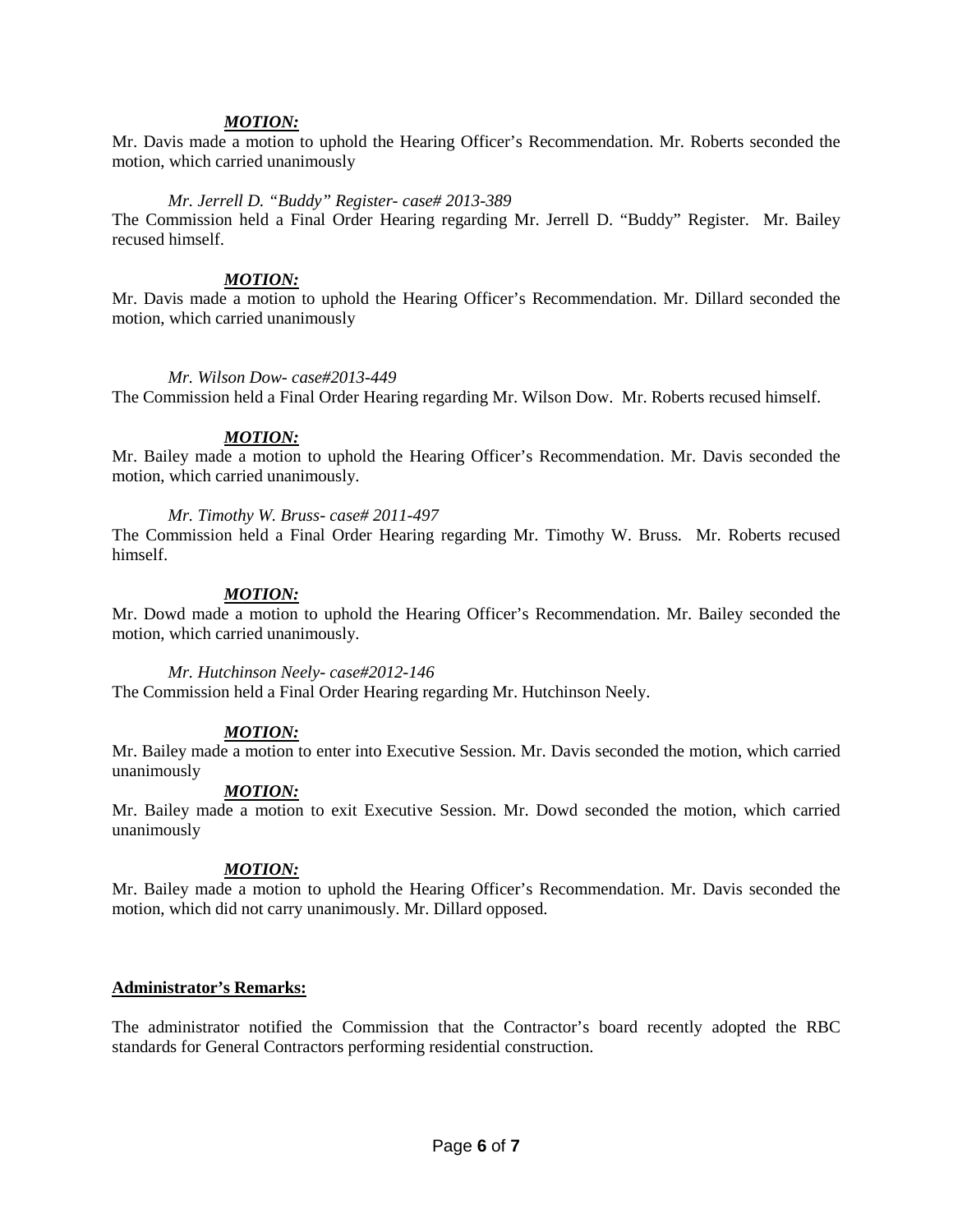***MOTION:***

Mr. Davis made a motion to uphold the Hearing Officer's Recommendation. Mr. Roberts seconded the motion, which carried unanimously

*Mr. Jerrell D. "Buddy" Register- case# 2013-389*

The Commission held a Final Order Hearing regarding Mr. Jerrell D. "Buddy" Register. Mr. Bailey recused himself.

***MOTION:***

Mr. Davis made a motion to uphold the Hearing Officer's Recommendation. Mr. Dillard seconded the motion, which carried unanimously

*Mr. Wilson Dow- case#2013-449*

The Commission held a Final Order Hearing regarding Mr. Wilson Dow. Mr. Roberts recused himself.

***MOTION:***

Mr. Bailey made a motion to uphold the Hearing Officer's Recommendation. Mr. Davis seconded the motion, which carried unanimously.

*Mr. Timothy W. Bruss- case# 2011-497*

The Commission held a Final Order Hearing regarding Mr. Timothy W. Bruss. Mr. Roberts recused himself.

***MOTION:***

Mr. Dowd made a motion to uphold the Hearing Officer's Recommendation. Mr. Bailey seconded the motion, which carried unanimously.

*Mr. Hutchinson Neely- case#2012-146*

The Commission held a Final Order Hearing regarding Mr. Hutchinson Neely.

***MOTION:***

Mr. Bailey made a motion to enter into Executive Session. Mr. Davis seconded the motion, which carried unanimously

***MOTION:***

Mr. Bailey made a motion to exit Executive Session. Mr. Dowd seconded the motion, which carried unanimously

***MOTION:***

Mr. Bailey made a motion to uphold the Hearing Officer's Recommendation. Mr. Davis seconded the motion, which did not carry unanimously. Mr. Dillard opposed.

**Administrator's Remarks:**

The administrator notified the Commission that the Contractor's board recently adopted the RBC standards for General Contractors performing residential construction.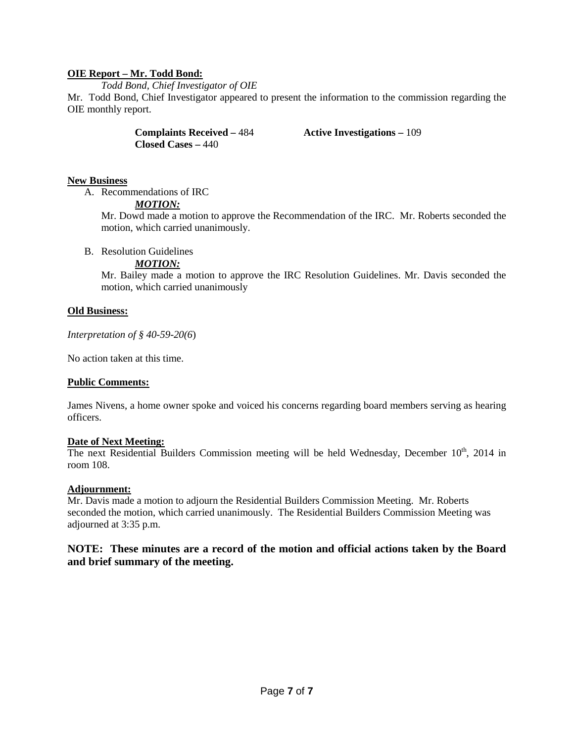**OIE Report – Mr. Todd Bond:**

*Todd Bond, Chief Investigator of OIE*

Mr. Todd Bond, Chief Investigator appeared to present the information to the commission regarding the OIE monthly report.

**Complaints Received –** 484 **Active Investigations –** 109
**Closed Cases –** 440

**New Business**

A. Recommendations of IRC

***MOTION:***

Mr. Dowd made a motion to approve the Recommendation of the IRC. Mr. Roberts seconded the motion, which carried unanimously.

B. Resolution Guidelines

***MOTION:***

Mr. Bailey made a motion to approve the IRC Resolution Guidelines. Mr. Davis seconded the motion, which carried unanimously

**Old Business:**

*Interpretation of § 40-59-20(6*)

No action taken at this time.

**Public Comments:**

James Nivens, a home owner spoke and voiced his concerns regarding board members serving as hearing officers.

**Date of Next Meeting:**

The next Residential Builders Commission meeting will be held Wednesday, December 10th, 2014 in room 108.

**Adjournment:**

Mr. Davis made a motion to adjourn the Residential Builders Commission Meeting. Mr. Roberts seconded the motion, which carried unanimously. The Residential Builders Commission Meeting was adjourned at 3:35 p.m.

**NOTE: These minutes are a record of the motion and official actions taken by the Board and brief summary of the meeting.**